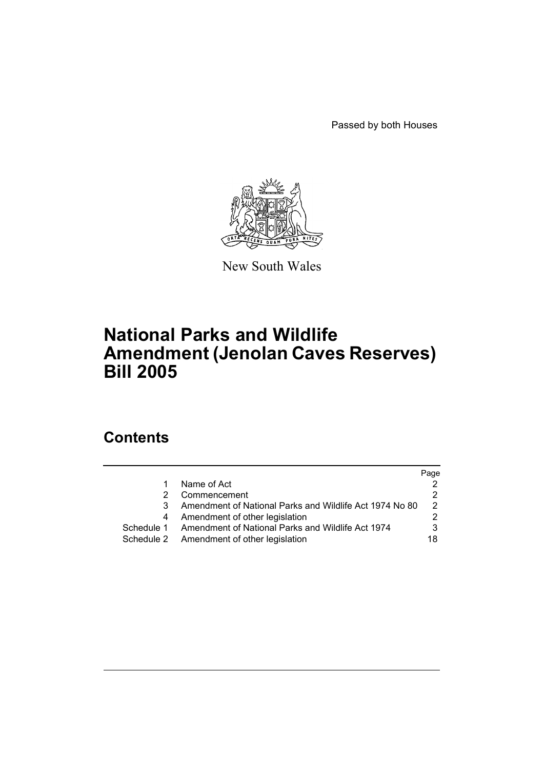Passed by both Houses

New South Wales

# National Parks and Wildlife Amendment (Jenolan Caves Reserves) Bill 2005

## Contents

| | | Page |
|---|---|---|
| 1 | Name of Act | 2 |
| 2 | Commencement | 2 |
| 3 | Amendment of National Parks and Wildlife Act 1974 No 80 | 2 |
| 4 | Amendment of other legislation | 2 |
| Schedule 1 | Amendment of National Parks and Wildlife Act 1974 | 3 |
| Schedule 2 | Amendment of other legislation | 18 |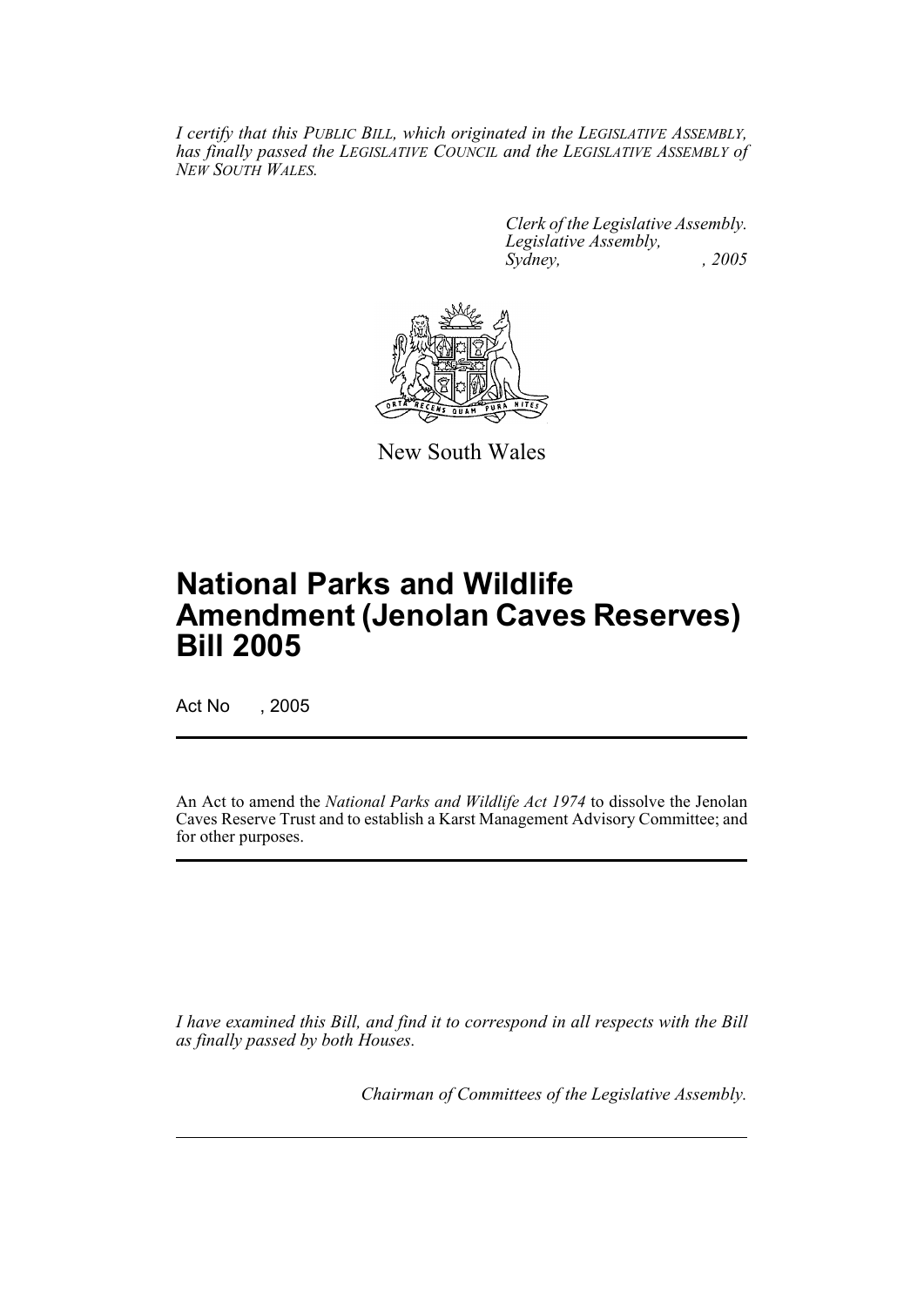*I certify that this PUBLIC BILL, which originated in the LEGISLATIVE ASSEMBLY, has finally passed the LEGISLATIVE COUNCIL and the LEGISLATIVE ASSEMBLY of NEW SOUTH WALES.*

*Clerk of the Legislative Assembly.*
*Legislative Assembly,*
*Sydney, , 2005*

New South Wales

# National Parks and Wildlife Amendment (Jenolan Caves Reserves) Bill 2005

Act No , 2005

An Act to amend the *National Parks and Wildlife Act 1974* to dissolve the Jenolan Caves Reserve Trust and to establish a Karst Management Advisory Committee; and for other purposes.

*I have examined this Bill, and find it to correspond in all respects with the Bill as finally passed by both Houses.*

*Chairman of Committees of the Legislative Assembly.*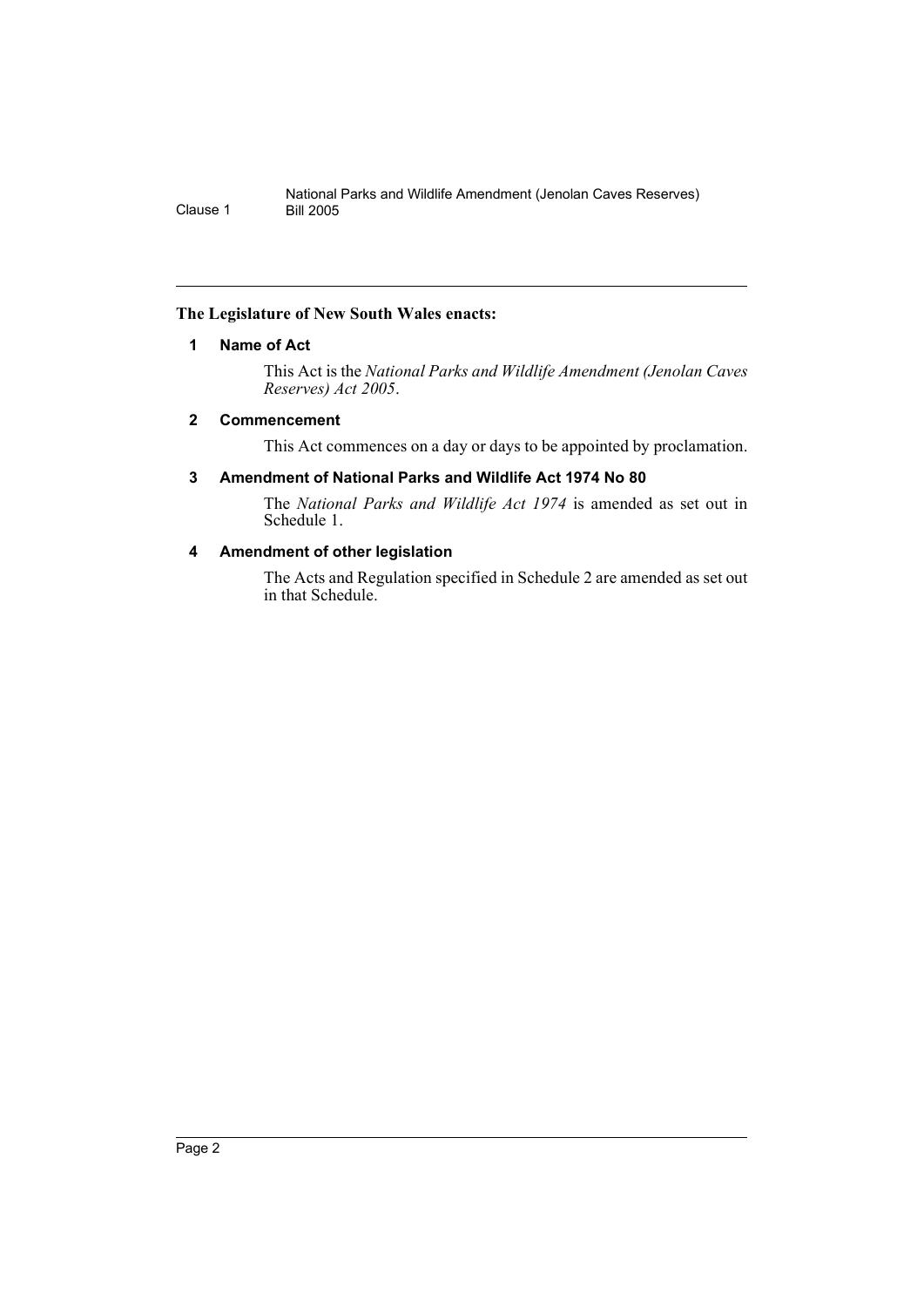**The Legislature of New South Wales enacts:**

### 1 Name of Act

This Act is the *National Parks and Wildlife Amendment (Jenolan Caves Reserves) Act 2005*.

### 2 Commencement

This Act commences on a day or days to be appointed by proclamation.

### 3 Amendment of National Parks and Wildlife Act 1974 No 80

The *National Parks and Wildlife Act 1974* is amended as set out in Schedule 1.

### 4 Amendment of other legislation

The Acts and Regulation specified in Schedule 2 are amended as set out in that Schedule.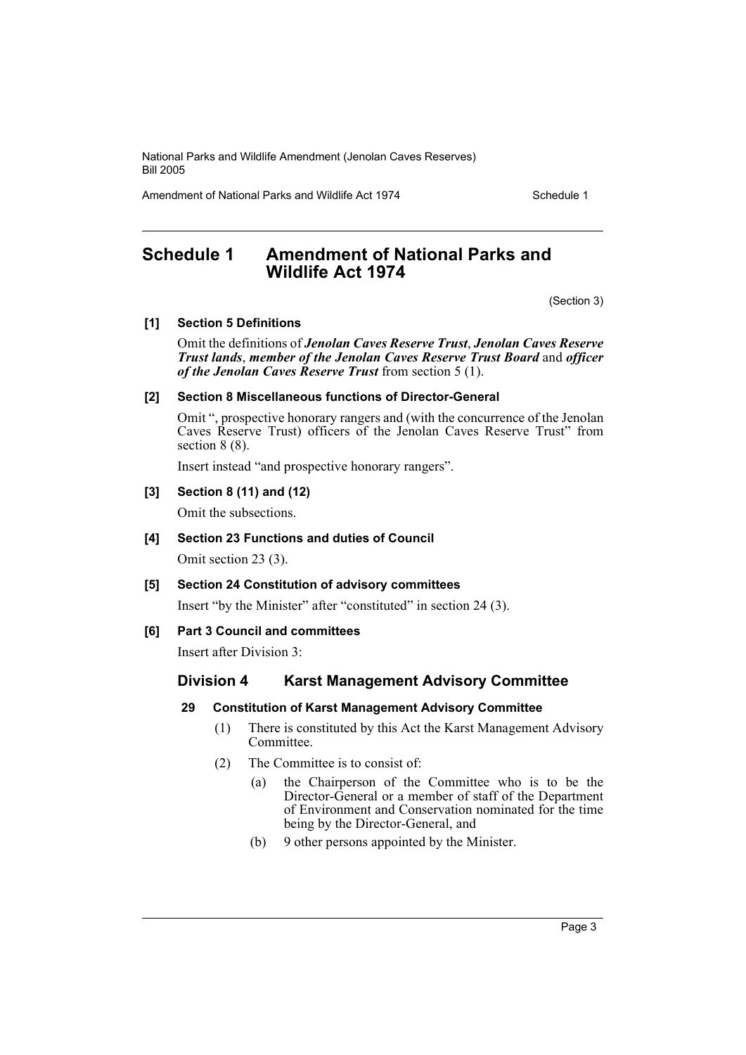## Schedule 1 Amendment of National Parks and Wildlife Act 1974

(Section 3)

**[1] Section 5 Definitions**

Omit the definitions of ***Jenolan Caves Reserve Trust***, ***Jenolan Caves Reserve Trust lands***, ***member of the Jenolan Caves Reserve Trust Board*** and ***officer of the Jenolan Caves Reserve Trust*** from section 5 (1).

**[2] Section 8 Miscellaneous functions of Director-General**

Omit ", prospective honorary rangers and (with the concurrence of the Jenolan Caves Reserve Trust) officers of the Jenolan Caves Reserve Trust" from section 8 (8).

Insert instead "and prospective honorary rangers".

**[3] Section 8 (11) and (12)**

Omit the subsections.

**[4] Section 23 Functions and duties of Council**

Omit section 23 (3).

**[5] Section 24 Constitution of advisory committees**

Insert "by the Minister" after "constituted" in section 24 (3).

**[6] Part 3 Council and committees**

Insert after Division 3:

### Division 4 Karst Management Advisory Committee

**29 Constitution of Karst Management Advisory Committee**

(1) There is constituted by this Act the Karst Management Advisory Committee.

(2) The Committee is to consist of:

(a) the Chairperson of the Committee who is to be the Director-General or a member of staff of the Department of Environment and Conservation nominated for the time being by the Director-General, and

(b) 9 other persons appointed by the Minister.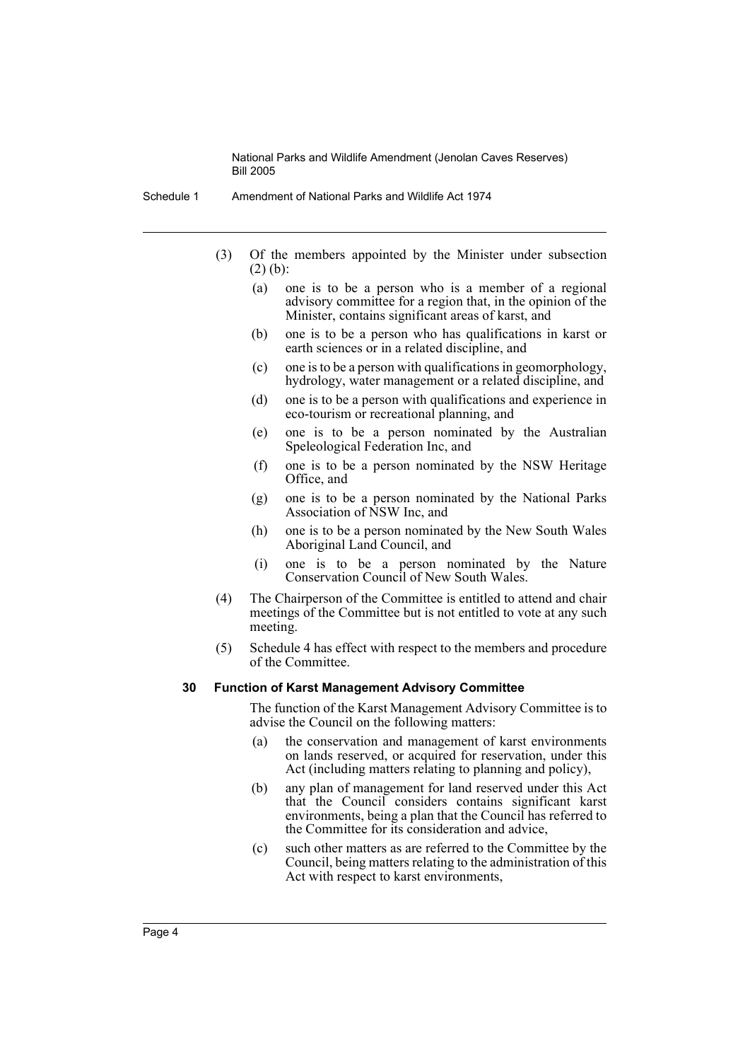(3) Of the members appointed by the Minister under subsection (2) (b):

- (a) one is to be a person who is a member of a regional advisory committee for a region that, in the opinion of the Minister, contains significant areas of karst, and
- (b) one is to be a person who has qualifications in karst or earth sciences or in a related discipline, and
- (c) one is to be a person with qualifications in geomorphology, hydrology, water management or a related discipline, and
- (d) one is to be a person with qualifications and experience in eco-tourism or recreational planning, and
- (e) one is to be a person nominated by the Australian Speleological Federation Inc, and
- (f) one is to be a person nominated by the NSW Heritage Office, and
- (g) one is to be a person nominated by the National Parks Association of NSW Inc, and
- (h) one is to be a person nominated by the New South Wales Aboriginal Land Council, and
- (i) one is to be a person nominated by the Nature Conservation Council of New South Wales.

(4) The Chairperson of the Committee is entitled to attend and chair meetings of the Committee but is not entitled to vote at any such meeting.

(5) Schedule 4 has effect with respect to the members and procedure of the Committee.

### 30 Function of Karst Management Advisory Committee

The function of the Karst Management Advisory Committee is to advise the Council on the following matters:

- (a) the conservation and management of karst environments on lands reserved, or acquired for reservation, under this Act (including matters relating to planning and policy),
- (b) any plan of management for land reserved under this Act that the Council considers contains significant karst environments, being a plan that the Council has referred to the Committee for its consideration and advice,
- (c) such other matters as are referred to the Committee by the Council, being matters relating to the administration of this Act with respect to karst environments,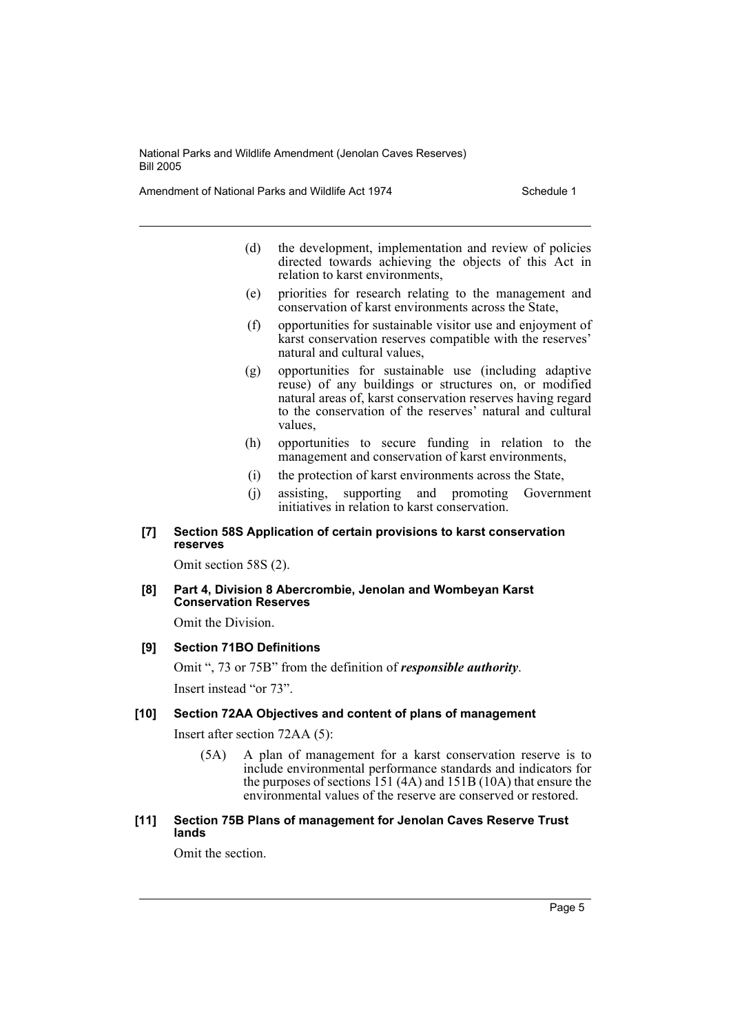(d) the development, implementation and review of policies directed towards achieving the objects of this Act in relation to karst environments,

(e) priorities for research relating to the management and conservation of karst environments across the State,

(f) opportunities for sustainable visitor use and enjoyment of karst conservation reserves compatible with the reserves' natural and cultural values,

(g) opportunities for sustainable use (including adaptive reuse) of any buildings or structures on, or modified natural areas of, karst conservation reserves having regard to the conservation of the reserves' natural and cultural values,

(h) opportunities to secure funding in relation to the management and conservation of karst environments,

(i) the protection of karst environments across the State,

(j) assisting, supporting and promoting Government initiatives in relation to karst conservation.

**[7] Section 58S Application of certain provisions to karst conservation reserves**

Omit section 58S (2).

**[8] Part 4, Division 8 Abercrombie, Jenolan and Wombeyan Karst Conservation Reserves**

Omit the Division.

**[9] Section 71BO Definitions**

Omit ", 73 or 75B" from the definition of ***responsible authority***.

Insert instead "or 73".

**[10] Section 72AA Objectives and content of plans of management**

Insert after section 72AA (5):

(5A) A plan of management for a karst conservation reserve is to include environmental performance standards and indicators for the purposes of sections 151 (4A) and 151B (10A) that ensure the environmental values of the reserve are conserved or restored.

**[11] Section 75B Plans of management for Jenolan Caves Reserve Trust lands**

Omit the section.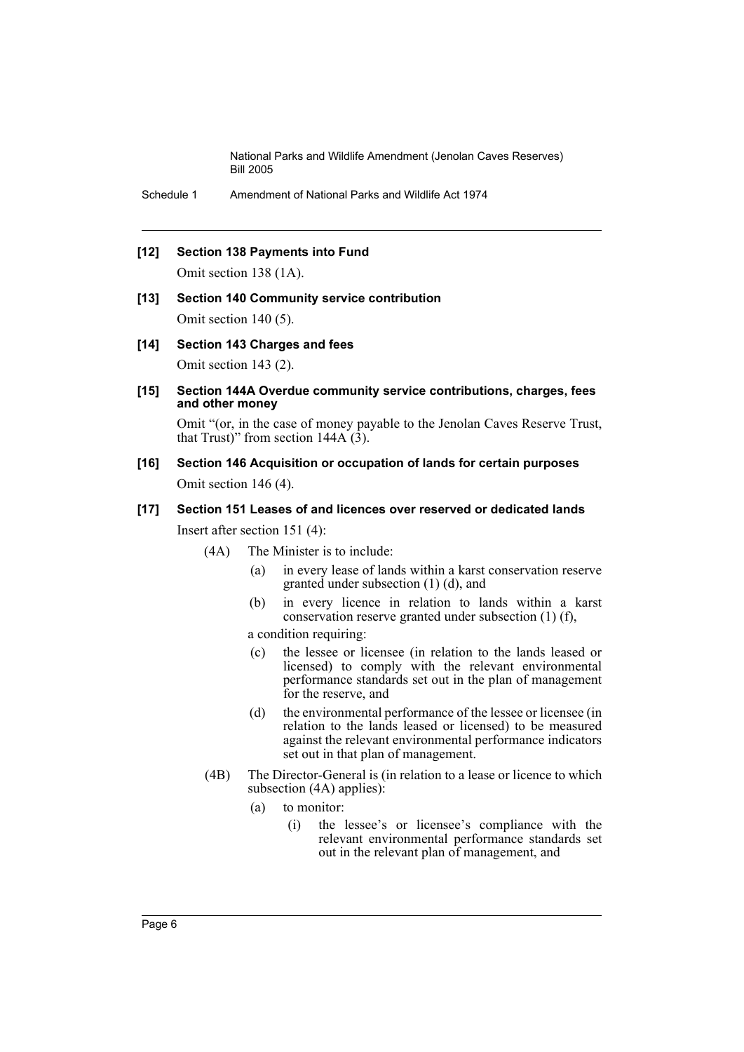**[12] Section 138 Payments into Fund**

Omit section 138 (1A).

**[13] Section 140 Community service contribution**

Omit section 140 (5).

**[14] Section 143 Charges and fees**

Omit section 143 (2).

**[15] Section 144A Overdue community service contributions, charges, fees and other money**

Omit "(or, in the case of money payable to the Jenolan Caves Reserve Trust, that Trust)" from section 144A (3).

**[16] Section 146 Acquisition or occupation of lands for certain purposes**

Omit section 146 (4).

**[17] Section 151 Leases of and licences over reserved or dedicated lands**

Insert after section 151 (4):

(4A) The Minister is to include:

- (a) in every lease of lands within a karst conservation reserve granted under subsection (1) (d), and
- (b) in every licence in relation to lands within a karst conservation reserve granted under subsection (1) (f),

a condition requiring:

- (c) the lessee or licensee (in relation to the lands leased or licensed) to comply with the relevant environmental performance standards set out in the plan of management for the reserve, and
- (d) the environmental performance of the lessee or licensee (in relation to the lands leased or licensed) to be measured against the relevant environmental performance indicators set out in that plan of management.

(4B) The Director-General is (in relation to a lease or licence to which subsection (4A) applies):

- (a) to monitor:
  - (i) the lessee's or licensee's compliance with the relevant environmental performance standards set out in the relevant plan of management, and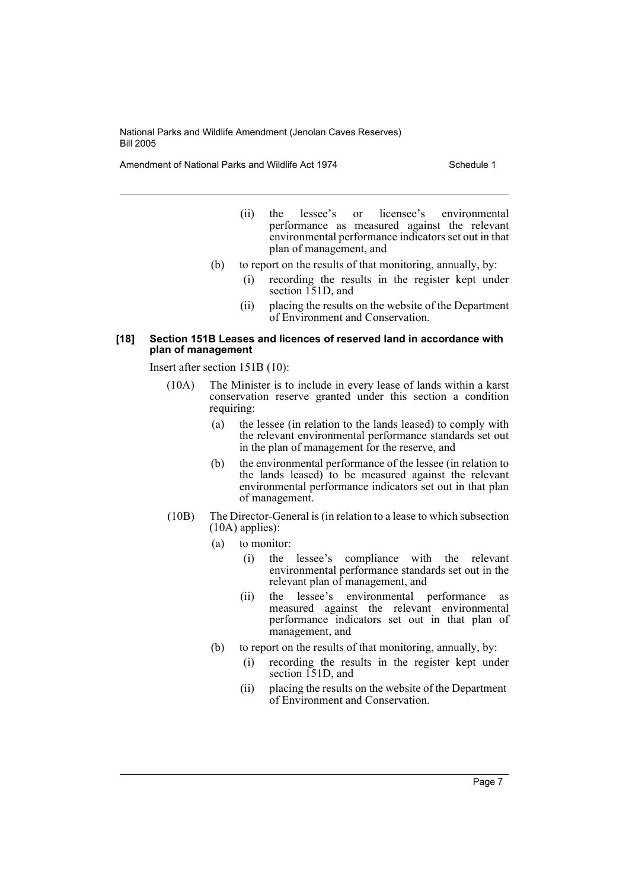(ii) the lessee's or licensee's environmental performance as measured against the relevant environmental performance indicators set out in that plan of management, and

(b) to report on the results of that monitoring, annually, by:

(i) recording the results in the register kept under section 151D, and

(ii) placing the results on the website of the Department of Environment and Conservation.

**[18] Section 151B Leases and licences of reserved land in accordance with plan of management**

Insert after section 151B (10):

(10A) The Minister is to include in every lease of lands within a karst conservation reserve granted under this section a condition requiring:

(a) the lessee (in relation to the lands leased) to comply with the relevant environmental performance standards set out in the plan of management for the reserve, and

(b) the environmental performance of the lessee (in relation to the lands leased) to be measured against the relevant environmental performance indicators set out in that plan of management.

(10B) The Director-General is (in relation to a lease to which subsection (10A) applies):

(a) to monitor:

(i) the lessee's compliance with the relevant environmental performance standards set out in the relevant plan of management, and

(ii) the lessee's environmental performance as measured against the relevant environmental performance indicators set out in that plan of management, and

(b) to report on the results of that monitoring, annually, by:

(i) recording the results in the register kept under section 151D, and

(ii) placing the results on the website of the Department of Environment and Conservation.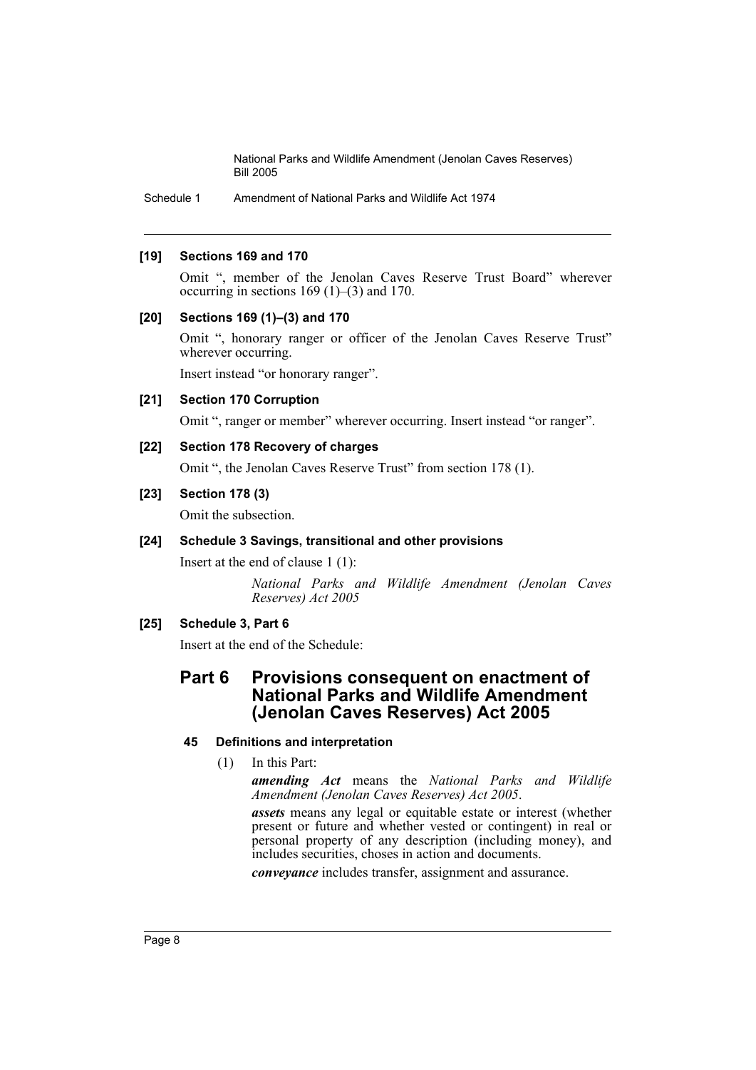**[19] Sections 169 and 170**

Omit ", member of the Jenolan Caves Reserve Trust Board" wherever occurring in sections 169 (1)–(3) and 170.

**[20] Sections 169 (1)–(3) and 170**

Omit ", honorary ranger or officer of the Jenolan Caves Reserve Trust" wherever occurring.

Insert instead "or honorary ranger".

**[21] Section 170 Corruption**

Omit ", ranger or member" wherever occurring. Insert instead "or ranger".

**[22] Section 178 Recovery of charges**

Omit ", the Jenolan Caves Reserve Trust" from section 178 (1).

**[23] Section 178 (3)**

Omit the subsection.

**[24] Schedule 3 Savings, transitional and other provisions**

Insert at the end of clause 1 (1):

> *National Parks and Wildlife Amendment (Jenolan Caves Reserves) Act 2005*

**[25] Schedule 3, Part 6**

Insert at the end of the Schedule:

## Part 6 Provisions consequent on enactment of National Parks and Wildlife Amendment (Jenolan Caves Reserves) Act 2005

### 45 Definitions and interpretation

(1) In this Part:

***amending Act*** means the *National Parks and Wildlife Amendment (Jenolan Caves Reserves) Act 2005*.

***assets*** means any legal or equitable estate or interest (whether present or future and whether vested or contingent) in real or personal property of any description (including money), and includes securities, choses in action and documents.

***conveyance*** includes transfer, assignment and assurance.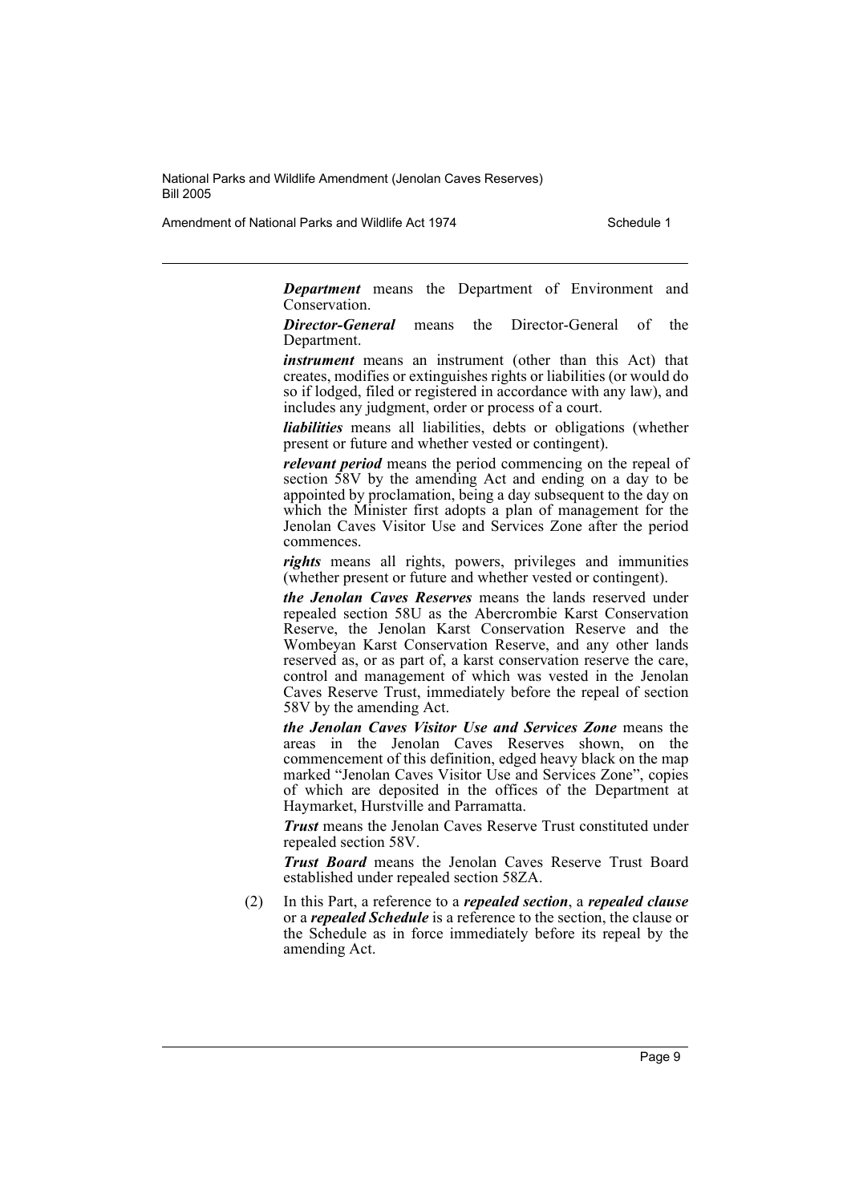***Department*** means the Department of Environment and Conservation.

***Director-General*** means the Director-General of the Department.

***instrument*** means an instrument (other than this Act) that creates, modifies or extinguishes rights or liabilities (or would do so if lodged, filed or registered in accordance with any law), and includes any judgment, order or process of a court.

***liabilities*** means all liabilities, debts or obligations (whether present or future and whether vested or contingent).

***relevant period*** means the period commencing on the repeal of section 58V by the amending Act and ending on a day to be appointed by proclamation, being a day subsequent to the day on which the Minister first adopts a plan of management for the Jenolan Caves Visitor Use and Services Zone after the period commences.

***rights*** means all rights, powers, privileges and immunities (whether present or future and whether vested or contingent).

***the Jenolan Caves Reserves*** means the lands reserved under repealed section 58U as the Abercrombie Karst Conservation Reserve, the Jenolan Karst Conservation Reserve and the Wombeyan Karst Conservation Reserve, and any other lands reserved as, or as part of, a karst conservation reserve the care, control and management of which was vested in the Jenolan Caves Reserve Trust, immediately before the repeal of section 58V by the amending Act.

***the Jenolan Caves Visitor Use and Services Zone*** means the areas in the Jenolan Caves Reserves shown, on the commencement of this definition, edged heavy black on the map marked "Jenolan Caves Visitor Use and Services Zone", copies of which are deposited in the offices of the Department at Haymarket, Hurstville and Parramatta.

***Trust*** means the Jenolan Caves Reserve Trust constituted under repealed section 58V.

***Trust Board*** means the Jenolan Caves Reserve Trust Board established under repealed section 58ZA.

(2) In this Part, a reference to a ***repealed section***, a ***repealed clause*** or a ***repealed Schedule*** is a reference to the section, the clause or the Schedule as in force immediately before its repeal by the amending Act.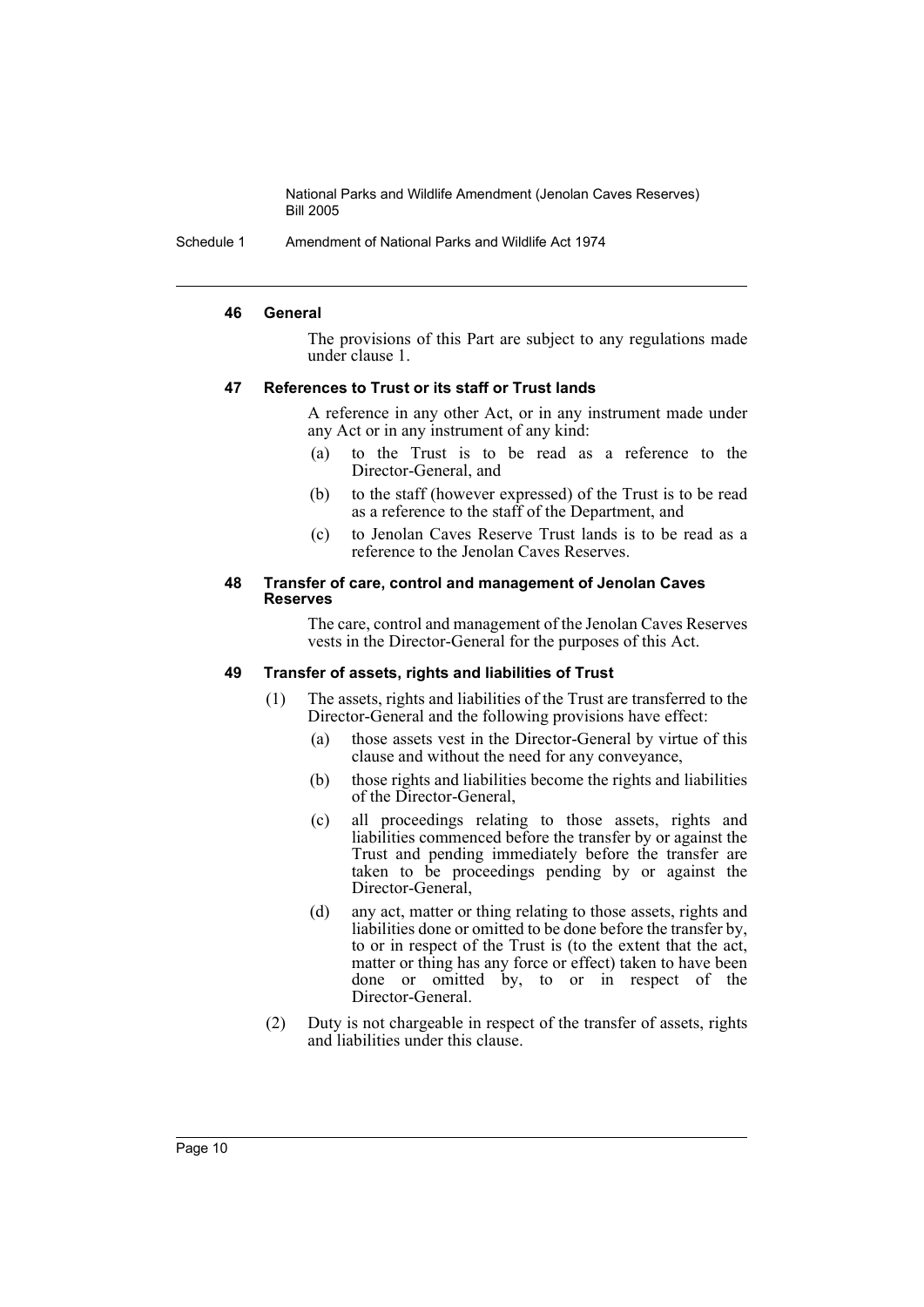#### 46 General

The provisions of this Part are subject to any regulations made under clause 1.

#### 47 References to Trust or its staff or Trust lands

A reference in any other Act, or in any instrument made under any Act or in any instrument of any kind:

- (a) to the Trust is to be read as a reference to the Director-General, and
- (b) to the staff (however expressed) of the Trust is to be read as a reference to the staff of the Department, and
- (c) to Jenolan Caves Reserve Trust lands is to be read as a reference to the Jenolan Caves Reserves.

#### 48 Transfer of care, control and management of Jenolan Caves Reserves

The care, control and management of the Jenolan Caves Reserves vests in the Director-General for the purposes of this Act.

#### 49 Transfer of assets, rights and liabilities of Trust

(1) The assets, rights and liabilities of the Trust are transferred to the Director-General and the following provisions have effect:

- (a) those assets vest in the Director-General by virtue of this clause and without the need for any conveyance,
- (b) those rights and liabilities become the rights and liabilities of the Director-General,
- (c) all proceedings relating to those assets, rights and liabilities commenced before the transfer by or against the Trust and pending immediately before the transfer are taken to be proceedings pending by or against the Director-General,
- (d) any act, matter or thing relating to those assets, rights and liabilities done or omitted to be done before the transfer by, to or in respect of the Trust is (to the extent that the act, matter or thing has any force or effect) taken to have been done or omitted by, to or in respect of the Director-General.

(2) Duty is not chargeable in respect of the transfer of assets, rights and liabilities under this clause.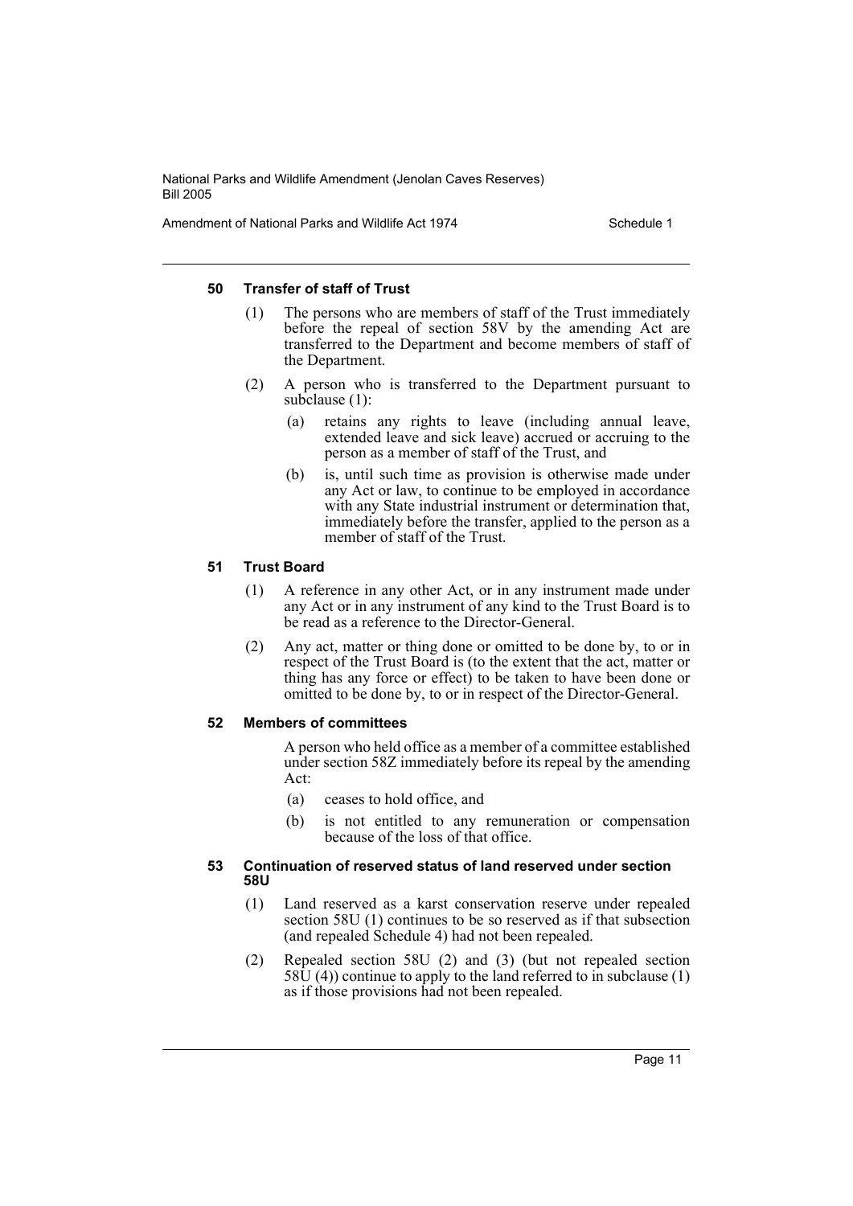#### 50 Transfer of staff of Trust

(1) The persons who are members of staff of the Trust immediately before the repeal of section 58V by the amending Act are transferred to the Department and become members of staff of the Department.

(2) A person who is transferred to the Department pursuant to subclause (1):

- (a) retains any rights to leave (including annual leave, extended leave and sick leave) accrued or accruing to the person as a member of staff of the Trust, and
- (b) is, until such time as provision is otherwise made under any Act or law, to continue to be employed in accordance with any State industrial instrument or determination that, immediately before the transfer, applied to the person as a member of staff of the Trust.

#### 51 Trust Board

(1) A reference in any other Act, or in any instrument made under any Act or in any instrument of any kind to the Trust Board is to be read as a reference to the Director-General.

(2) Any act, matter or thing done or omitted to be done by, to or in respect of the Trust Board is (to the extent that the act, matter or thing has any force or effect) to be taken to have been done or omitted to be done by, to or in respect of the Director-General.

#### 52 Members of committees

A person who held office as a member of a committee established under section 58Z immediately before its repeal by the amending Act:

- (a) ceases to hold office, and
- (b) is not entitled to any remuneration or compensation because of the loss of that office.

#### 53 Continuation of reserved status of land reserved under section 58U

(1) Land reserved as a karst conservation reserve under repealed section 58U (1) continues to be so reserved as if that subsection (and repealed Schedule 4) had not been repealed.

(2) Repealed section 58U (2) and (3) (but not repealed section 58U (4)) continue to apply to the land referred to in subclause (1) as if those provisions had not been repealed.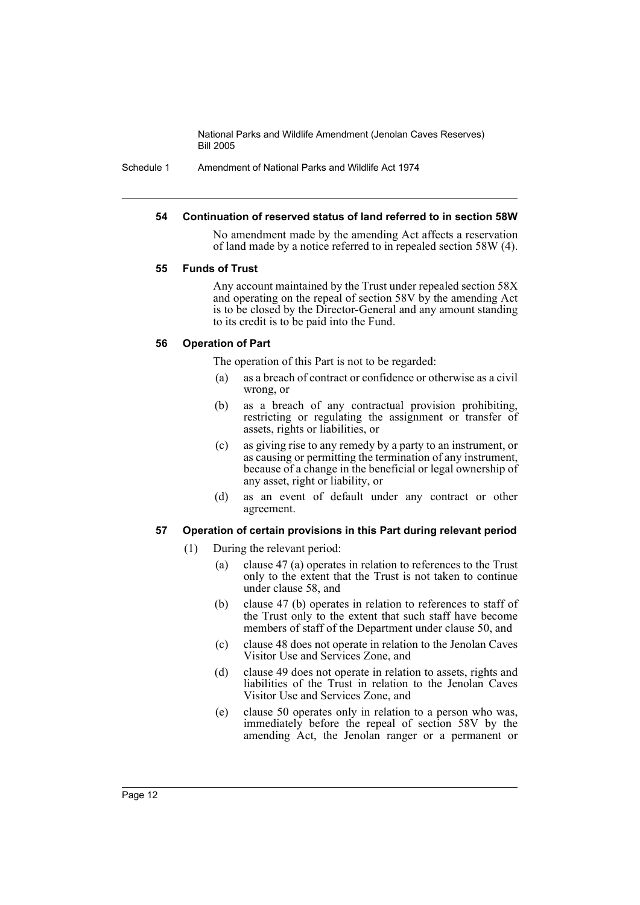#### 54 Continuation of reserved status of land referred to in section 58W

No amendment made by the amending Act affects a reservation of land made by a notice referred to in repealed section 58W (4).

#### 55 Funds of Trust

Any account maintained by the Trust under repealed section 58X and operating on the repeal of section 58V by the amending Act is to be closed by the Director-General and any amount standing to its credit is to be paid into the Fund.

#### 56 Operation of Part

The operation of this Part is not to be regarded:

- (a) as a breach of contract or confidence or otherwise as a civil wrong, or
- (b) as a breach of any contractual provision prohibiting, restricting or regulating the assignment or transfer of assets, rights or liabilities, or
- (c) as giving rise to any remedy by a party to an instrument, or as causing or permitting the termination of any instrument, because of a change in the beneficial or legal ownership of any asset, right or liability, or
- (d) as an event of default under any contract or other agreement.

#### 57 Operation of certain provisions in this Part during relevant period

(1) During the relevant period:

- (a) clause 47 (a) operates in relation to references to the Trust only to the extent that the Trust is not taken to continue under clause 58, and
- (b) clause 47 (b) operates in relation to references to staff of the Trust only to the extent that such staff have become members of staff of the Department under clause 50, and
- (c) clause 48 does not operate in relation to the Jenolan Caves Visitor Use and Services Zone, and
- (d) clause 49 does not operate in relation to assets, rights and liabilities of the Trust in relation to the Jenolan Caves Visitor Use and Services Zone, and
- (e) clause 50 operates only in relation to a person who was, immediately before the repeal of section 58V by the amending Act, the Jenolan ranger or a permanent or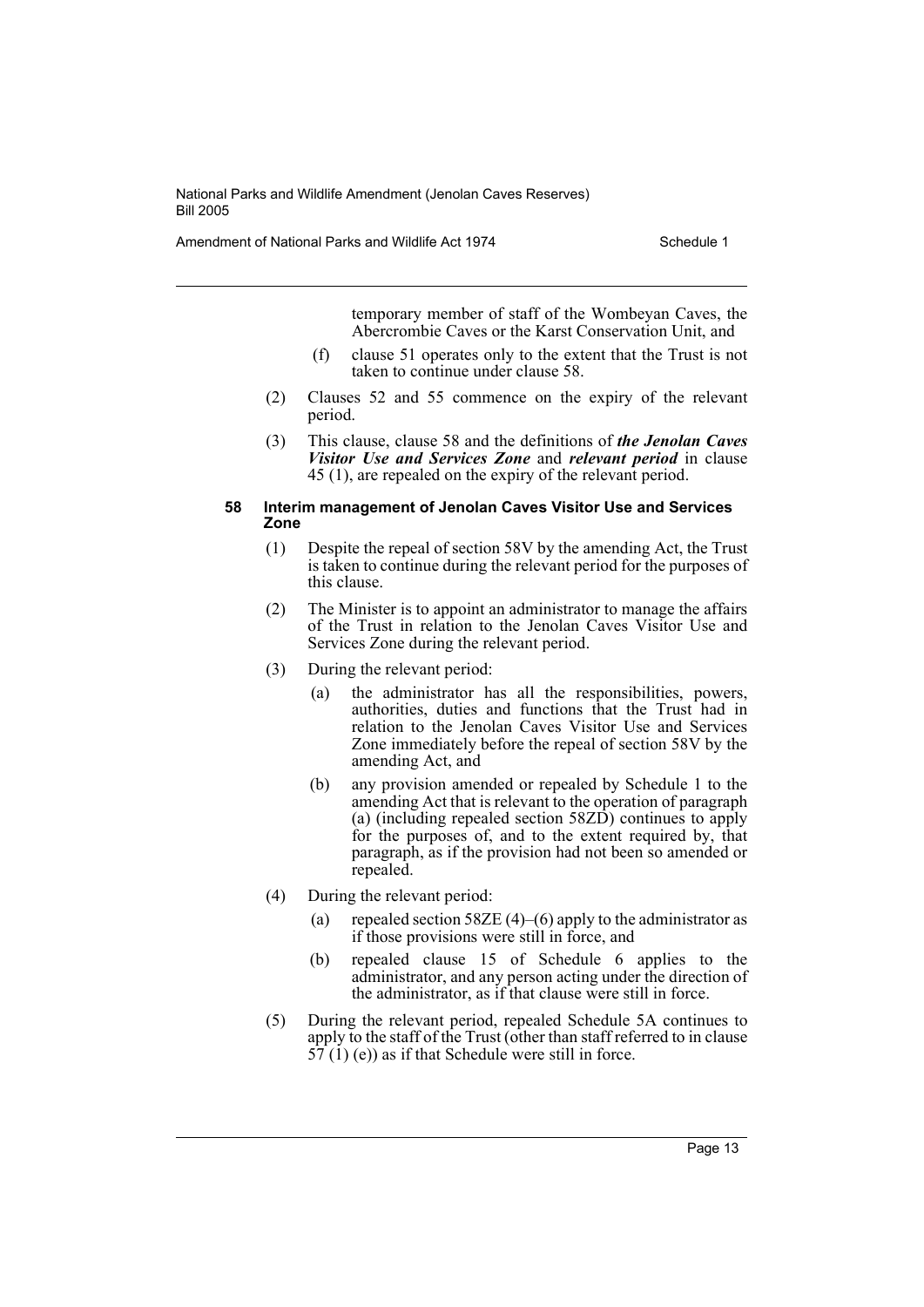temporary member of staff of the Wombeyan Caves, the Abercrombie Caves or the Karst Conservation Unit, and

(f) clause 51 operates only to the extent that the Trust is not taken to continue under clause 58.

(2) Clauses 52 and 55 commence on the expiry of the relevant period.

(3) This clause, clause 58 and the definitions of ***the Jenolan Caves Visitor Use and Services Zone*** and ***relevant period*** in clause 45 (1), are repealed on the expiry of the relevant period.

#### 58 Interim management of Jenolan Caves Visitor Use and Services Zone

(1) Despite the repeal of section 58V by the amending Act, the Trust is taken to continue during the relevant period for the purposes of this clause.

(2) The Minister is to appoint an administrator to manage the affairs of the Trust in relation to the Jenolan Caves Visitor Use and Services Zone during the relevant period.

(3) During the relevant period:

(a) the administrator has all the responsibilities, powers, authorities, duties and functions that the Trust had in relation to the Jenolan Caves Visitor Use and Services Zone immediately before the repeal of section 58V by the amending Act, and

(b) any provision amended or repealed by Schedule 1 to the amending Act that is relevant to the operation of paragraph (a) (including repealed section 58ZD) continues to apply for the purposes of, and to the extent required by, that paragraph, as if the provision had not been so amended or repealed.

(4) During the relevant period:

(a) repealed section 58ZE (4)–(6) apply to the administrator as if those provisions were still in force, and

(b) repealed clause 15 of Schedule 6 applies to the administrator, and any person acting under the direction of the administrator, as if that clause were still in force.

(5) During the relevant period, repealed Schedule 5A continues to apply to the staff of the Trust (other than staff referred to in clause 57 (1) (e)) as if that Schedule were still in force.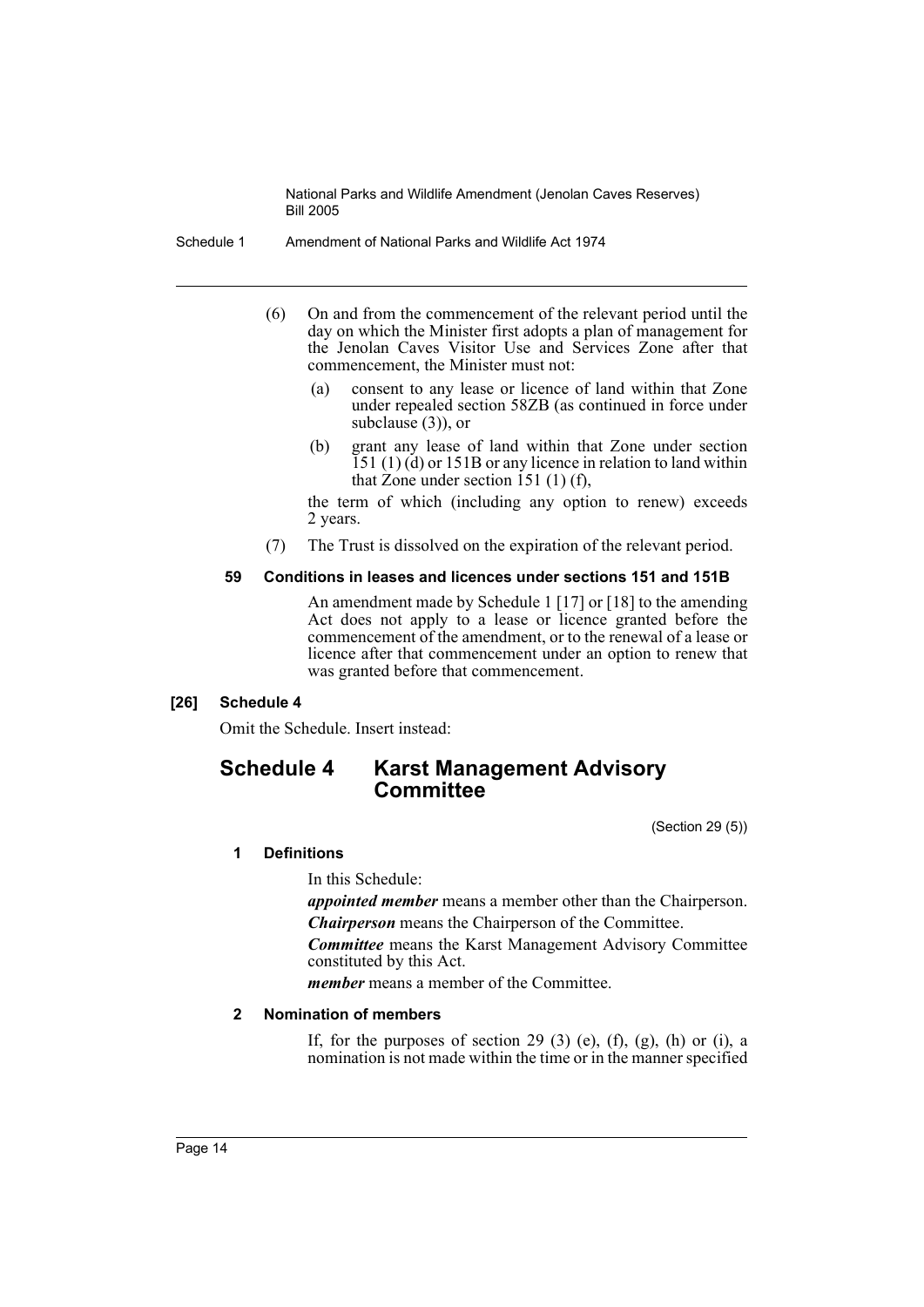(6) On and from the commencement of the relevant period until the day on which the Minister first adopts a plan of management for the Jenolan Caves Visitor Use and Services Zone after that commencement, the Minister must not:

  (a) consent to any lease or licence of land within that Zone under repealed section 58ZB (as continued in force under subclause (3)), or

  (b) grant any lease of land within that Zone under section 151 (1) (d) or 151B or any licence in relation to land within that Zone under section 151 (1) (f),

the term of which (including any option to renew) exceeds 2 years.

(7) The Trust is dissolved on the expiration of the relevant period.

#### 59 Conditions in leases and licences under sections 151 and 151B

An amendment made by Schedule 1 [17] or [18] to the amending Act does not apply to a lease or licence granted before the commencement of the amendment, or to the renewal of a lease or licence after that commencement under an option to renew that was granted before that commencement.

### [26] Schedule 4

Omit the Schedule. Insert instead:

## Schedule 4 Karst Management Advisory Committee

(Section 29 (5))

#### 1 Definitions

In this Schedule:

***appointed member*** means a member other than the Chairperson.

***Chairperson*** means the Chairperson of the Committee.

***Committee*** means the Karst Management Advisory Committee constituted by this Act.

***member*** means a member of the Committee.

#### 2 Nomination of members

If, for the purposes of section 29 (3) (e), (f), (g), (h) or (i), a nomination is not made within the time or in the manner specified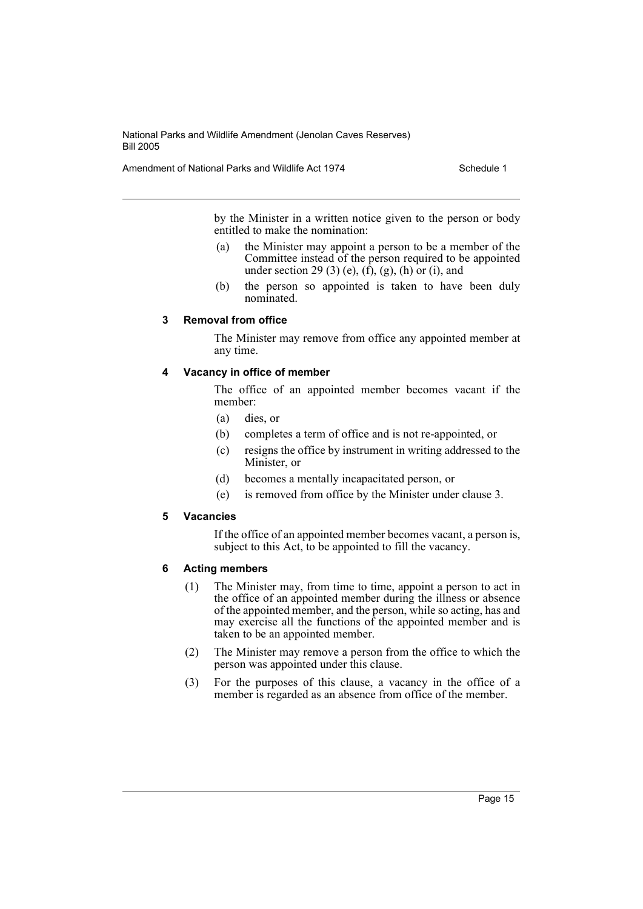by the Minister in a written notice given to the person or body entitled to make the nomination:

(a) the Minister may appoint a person to be a member of the Committee instead of the person required to be appointed under section 29 (3) (e), (f), (g), (h) or (i), and

(b) the person so appointed is taken to have been duly nominated.

### 3 Removal from office

The Minister may remove from office any appointed member at any time.

### 4 Vacancy in office of member

The office of an appointed member becomes vacant if the member:

(a) dies, or

(b) completes a term of office and is not re-appointed, or

(c) resigns the office by instrument in writing addressed to the Minister, or

(d) becomes a mentally incapacitated person, or

(e) is removed from office by the Minister under clause 3.

### 5 Vacancies

If the office of an appointed member becomes vacant, a person is, subject to this Act, to be appointed to fill the vacancy.

### 6 Acting members

(1) The Minister may, from time to time, appoint a person to act in the office of an appointed member during the illness or absence of the appointed member, and the person, while so acting, has and may exercise all the functions of the appointed member and is taken to be an appointed member.

(2) The Minister may remove a person from the office to which the person was appointed under this clause.

(3) For the purposes of this clause, a vacancy in the office of a member is regarded as an absence from office of the member.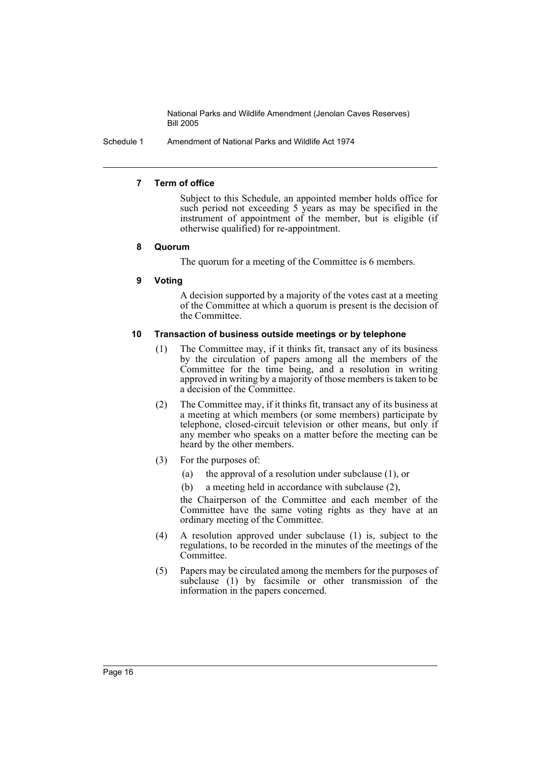#### 7 Term of office

Subject to this Schedule, an appointed member holds office for such period not exceeding 5 years as may be specified in the instrument of appointment of the member, but is eligible (if otherwise qualified) for re-appointment.

#### 8 Quorum

The quorum for a meeting of the Committee is 6 members.

#### 9 Voting

A decision supported by a majority of the votes cast at a meeting of the Committee at which a quorum is present is the decision of the Committee.

#### 10 Transaction of business outside meetings or by telephone

(1) The Committee may, if it thinks fit, transact any of its business by the circulation of papers among all the members of the Committee for the time being, and a resolution in writing approved in writing by a majority of those members is taken to be a decision of the Committee.

(2) The Committee may, if it thinks fit, transact any of its business at a meeting at which members (or some members) participate by telephone, closed-circuit television or other means, but only if any member who speaks on a matter before the meeting can be heard by the other members.

(3) For the purposes of:

(a) the approval of a resolution under subclause (1), or

(b) a meeting held in accordance with subclause (2),

the Chairperson of the Committee and each member of the Committee have the same voting rights as they have at an ordinary meeting of the Committee.

(4) A resolution approved under subclause (1) is, subject to the regulations, to be recorded in the minutes of the meetings of the Committee.

(5) Papers may be circulated among the members for the purposes of subclause (1) by facsimile or other transmission of the information in the papers concerned.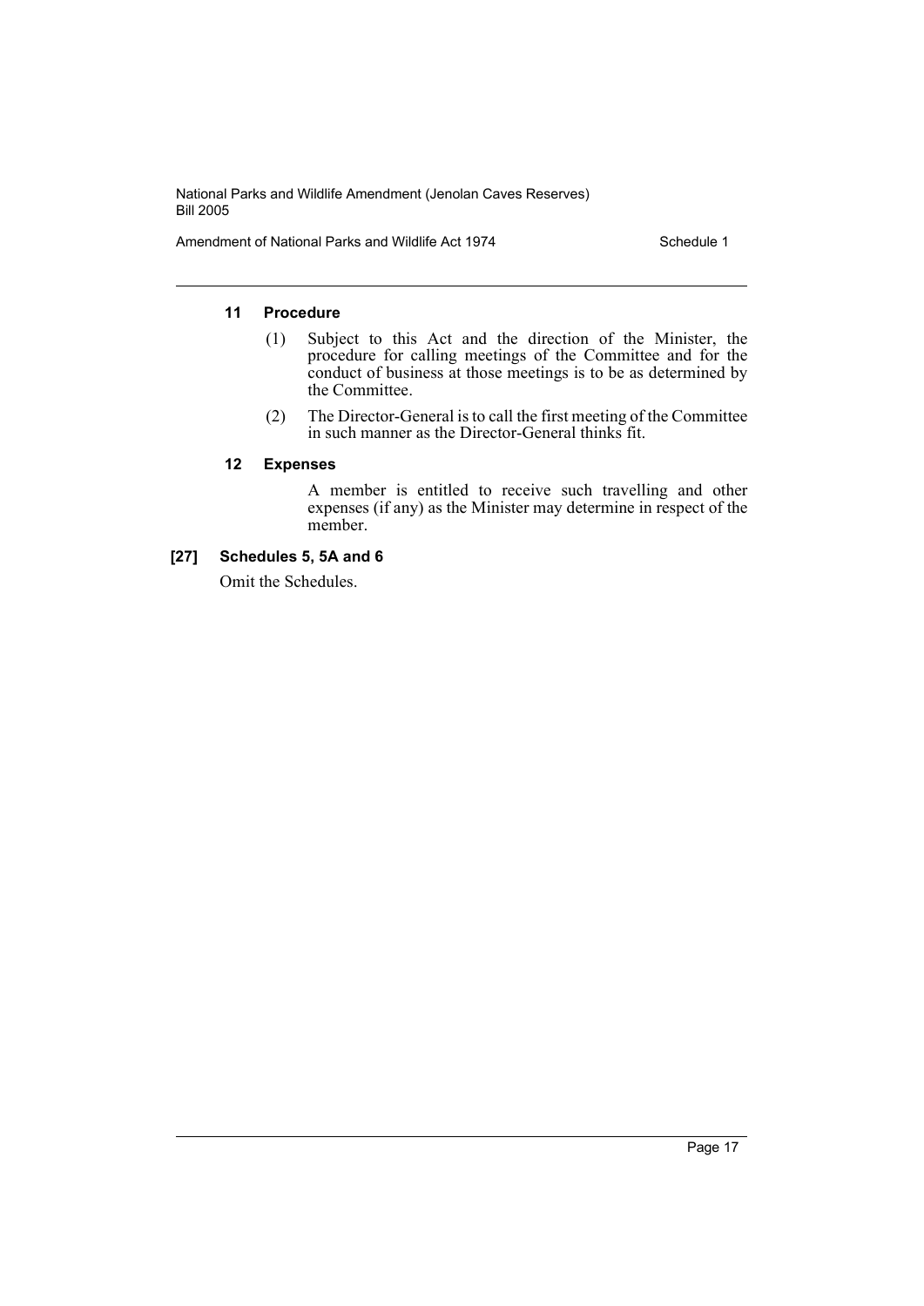#### 11 Procedure

(1) Subject to this Act and the direction of the Minister, the procedure for calling meetings of the Committee and for the conduct of business at those meetings is to be as determined by the Committee.

(2) The Director-General is to call the first meeting of the Committee in such manner as the Director-General thinks fit.

#### 12 Expenses

A member is entitled to receive such travelling and other expenses (if any) as the Minister may determine in respect of the member.

### [27] Schedules 5, 5A and 6

Omit the Schedules.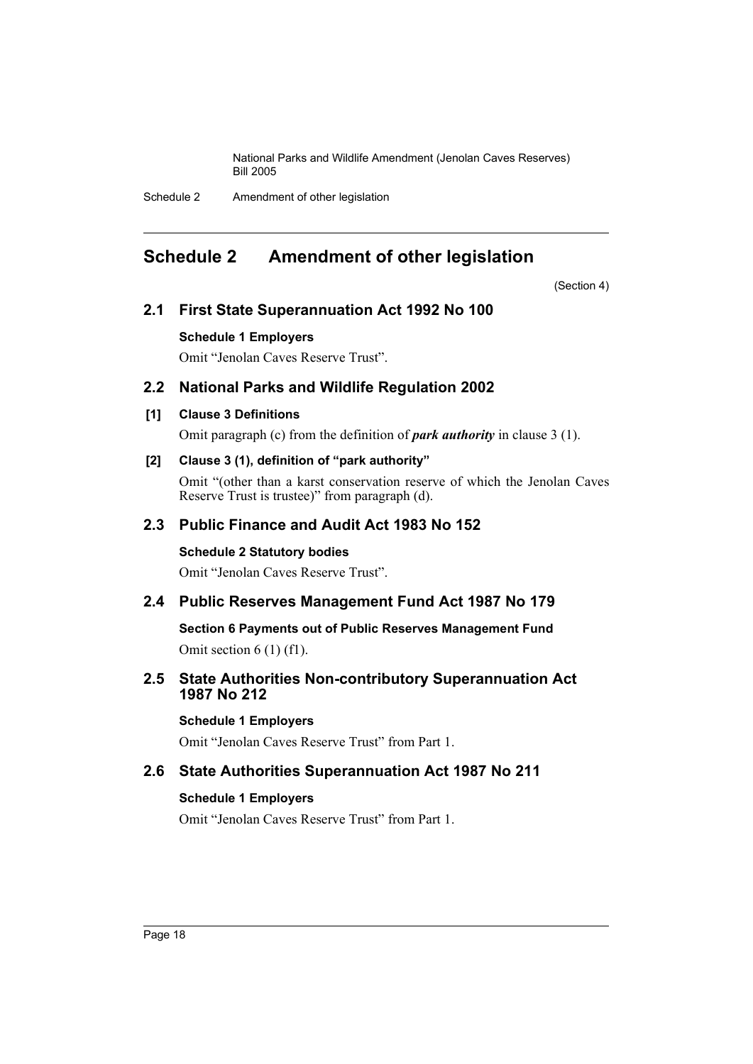# Schedule 2 Amendment of other legislation

(Section 4)

## 2.1 First State Superannuation Act 1992 No 100

**Schedule 1 Employers**

Omit "Jenolan Caves Reserve Trust".

## 2.2 National Parks and Wildlife Regulation 2002

**[1] Clause 3 Definitions**

Omit paragraph (c) from the definition of ***park authority*** in clause 3 (1).

**[2] Clause 3 (1), definition of "park authority"**

Omit "(other than a karst conservation reserve of which the Jenolan Caves Reserve Trust is trustee)" from paragraph (d).

## 2.3 Public Finance and Audit Act 1983 No 152

**Schedule 2 Statutory bodies**

Omit "Jenolan Caves Reserve Trust".

## 2.4 Public Reserves Management Fund Act 1987 No 179

**Section 6 Payments out of Public Reserves Management Fund**

Omit section 6 (1) (f1).

## 2.5 State Authorities Non-contributory Superannuation Act 1987 No 212

**Schedule 1 Employers**

Omit "Jenolan Caves Reserve Trust" from Part 1.

## 2.6 State Authorities Superannuation Act 1987 No 211

**Schedule 1 Employers**

Omit "Jenolan Caves Reserve Trust" from Part 1.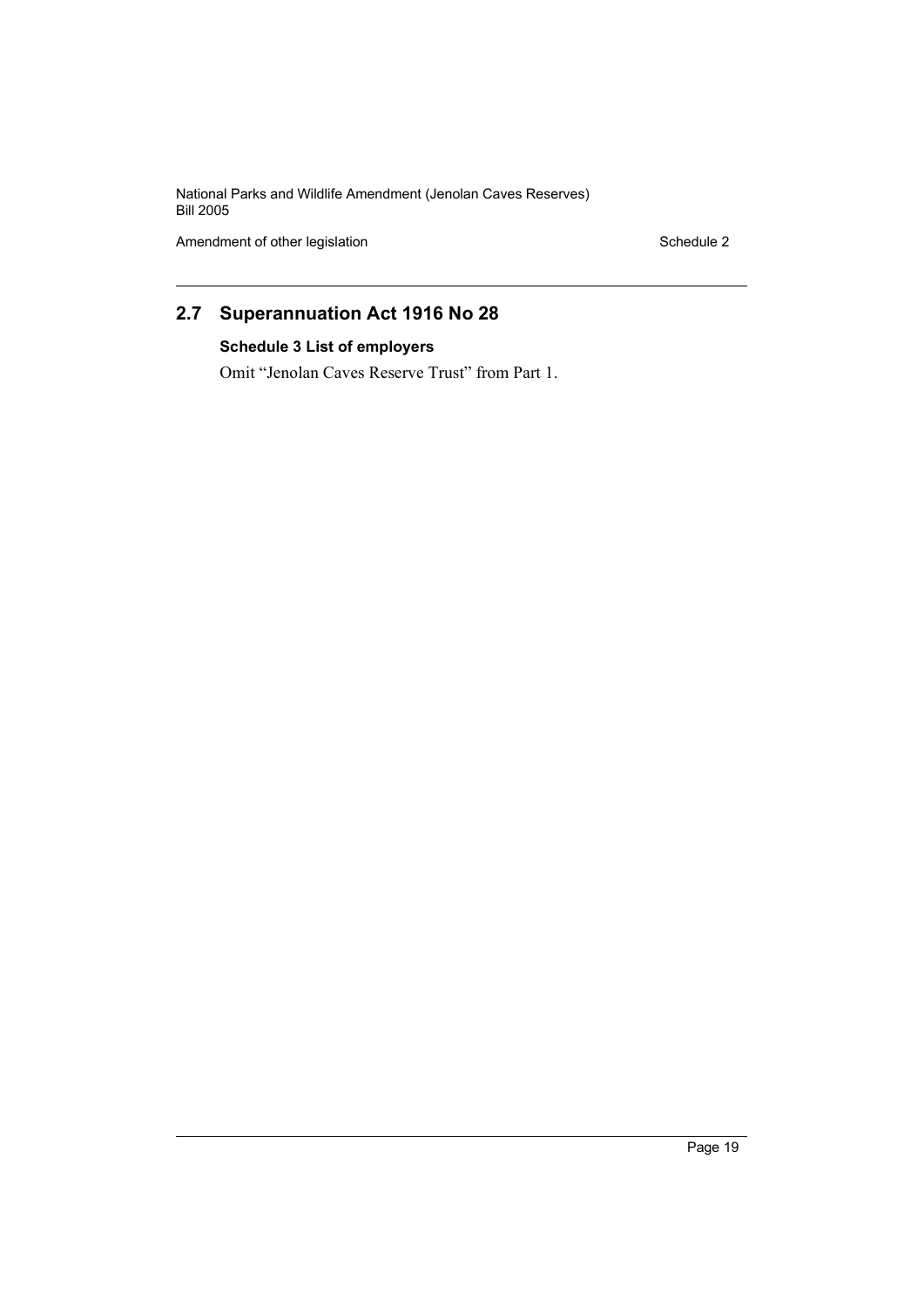## 2.7 Superannuation Act 1916 No 28

### Schedule 3 List of employers

Omit "Jenolan Caves Reserve Trust" from Part 1.